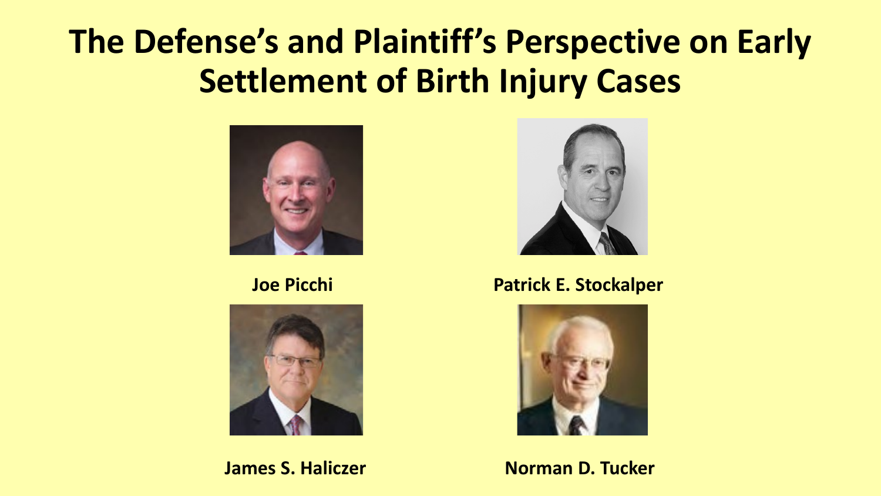# The Defense's and Plaintiff's Perspective on Early Settlement of Birth Injury Cases

**Joe Picchi**

**Patrick E. Stockalper**

**James S. Haliczer**

**Norman D. Tucker**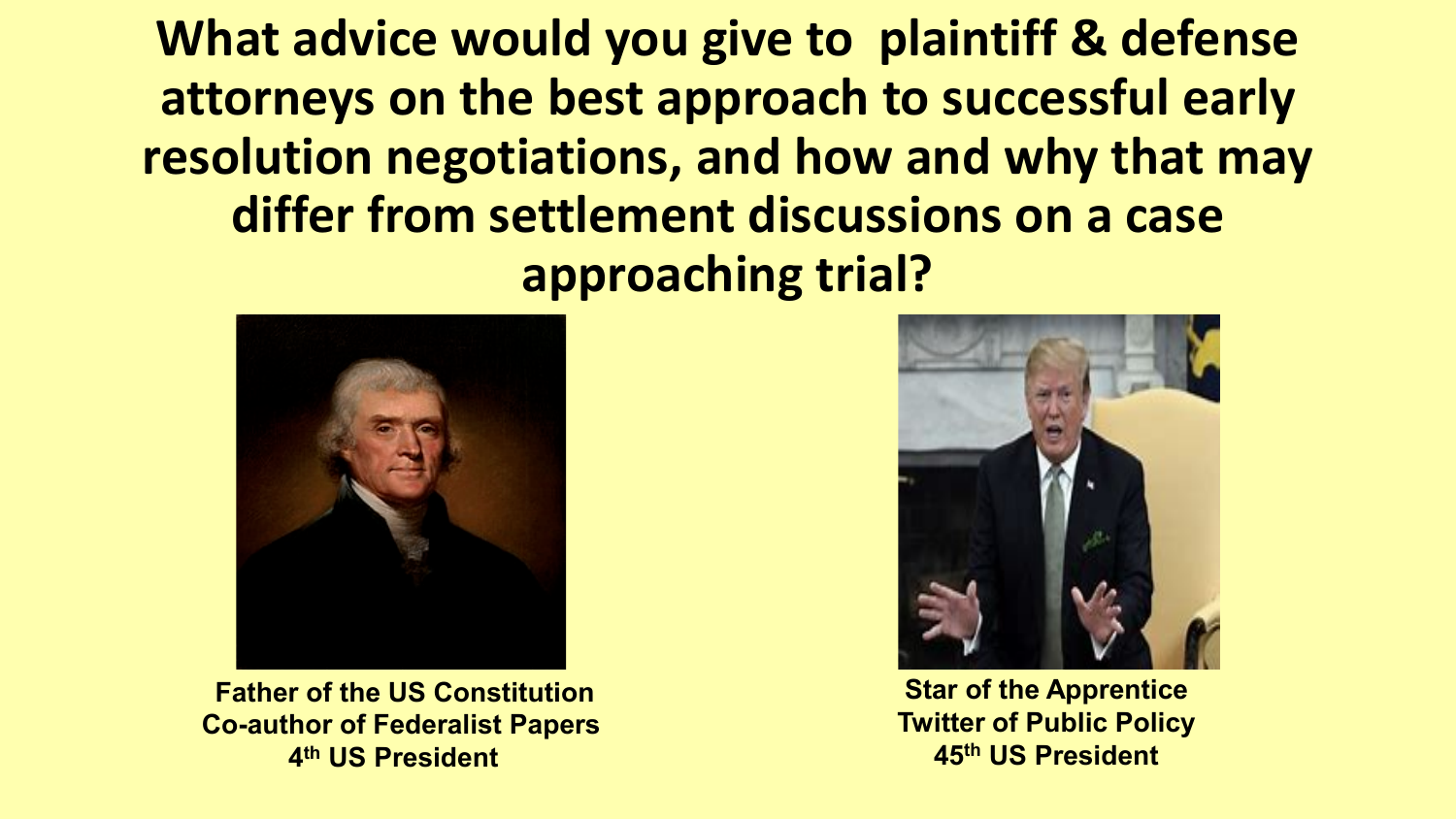# What advice would you give to plaintiff & defense attorneys on the best approach to successful early resolution negotiations, and how and why that may differ from settlement discussions on a case approaching trial?

**Father of the US Constitution**
**Co-author of Federalist Papers**
**4th US President**

**Star of the Apprentice**
**Twitter of Public Policy**
**45th US President**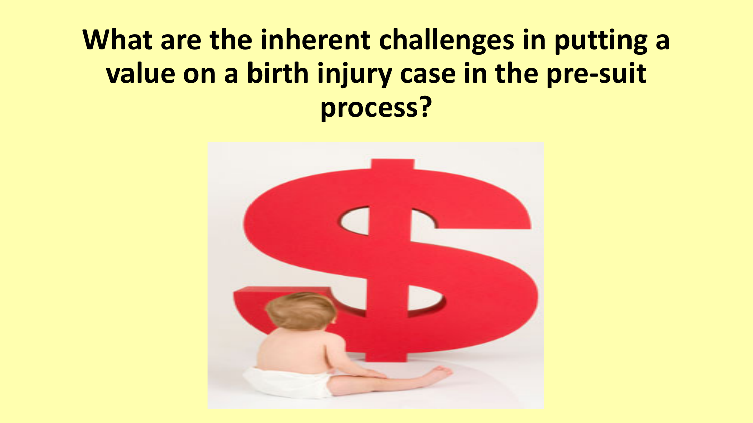# What are the inherent challenges in putting a value on a birth injury case in the pre-suit process?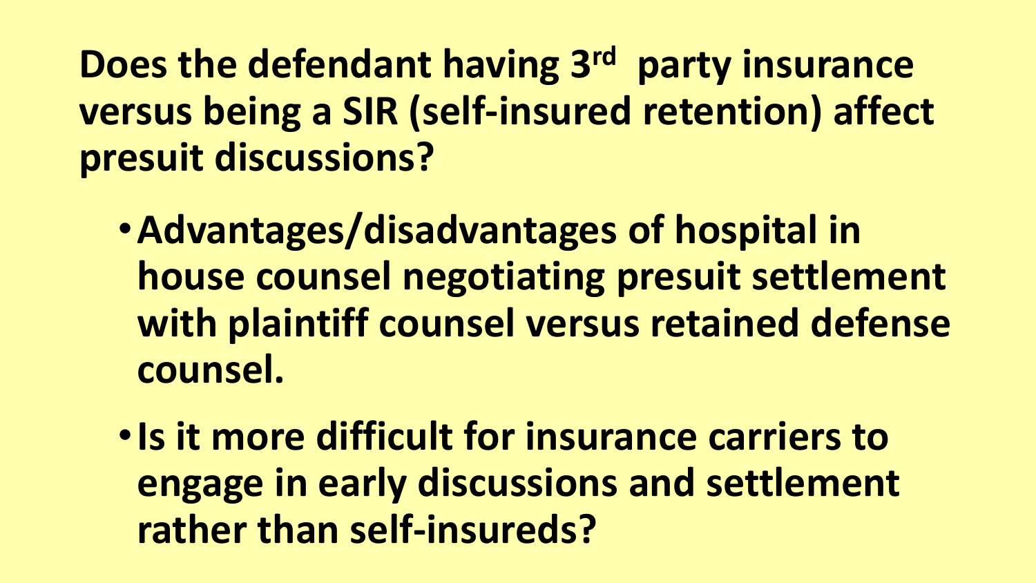## Does the defendant having 3rd party insurance versus being a SIR (self-insured retention) affect presuit discussions?

- **Advantages/disadvantages of hospital in house counsel negotiating presuit settlement with plaintiff counsel versus retained defense counsel.**
- **Is it more difficult for insurance carriers to engage in early discussions and settlement rather than self-insureds?**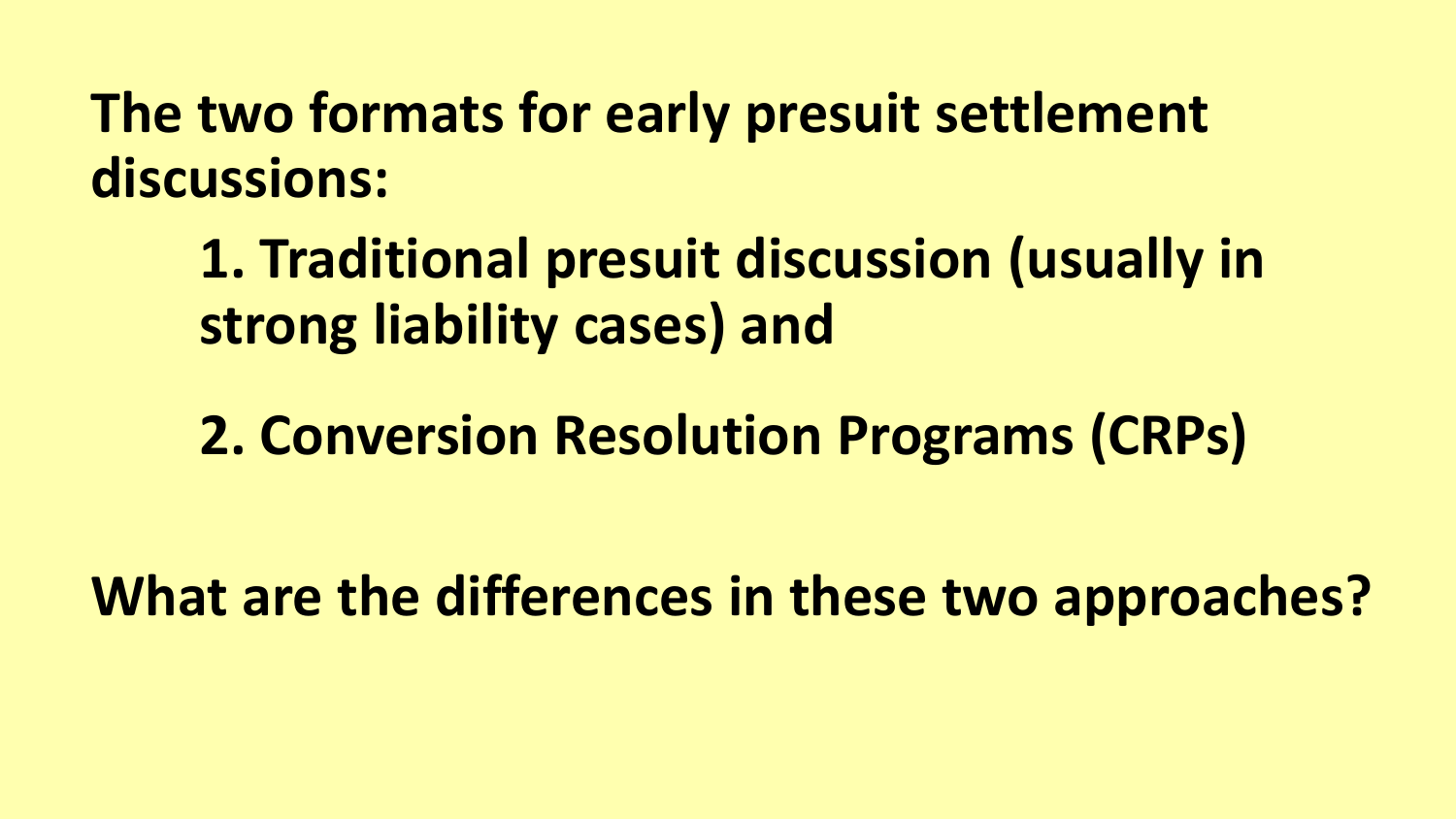**The two formats for early presuit settlement discussions:**

> **1. Traditional presuit discussion (usually in strong liability cases) and**
>
> **2. Conversion Resolution Programs (CRPs)**

**What are the differences in these two approaches?**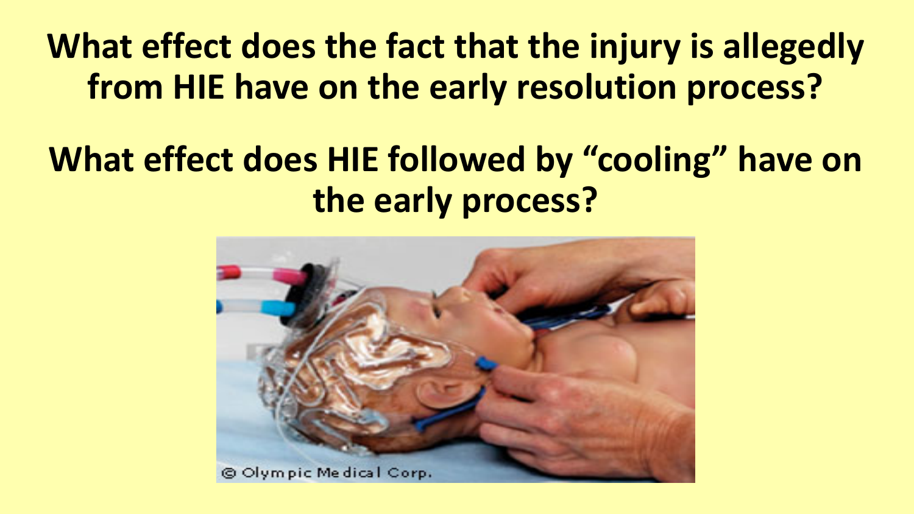# What effect does the fact that the injury is allegedly from HIE have on the early resolution process?

# What effect does HIE followed by "cooling" have on the early process?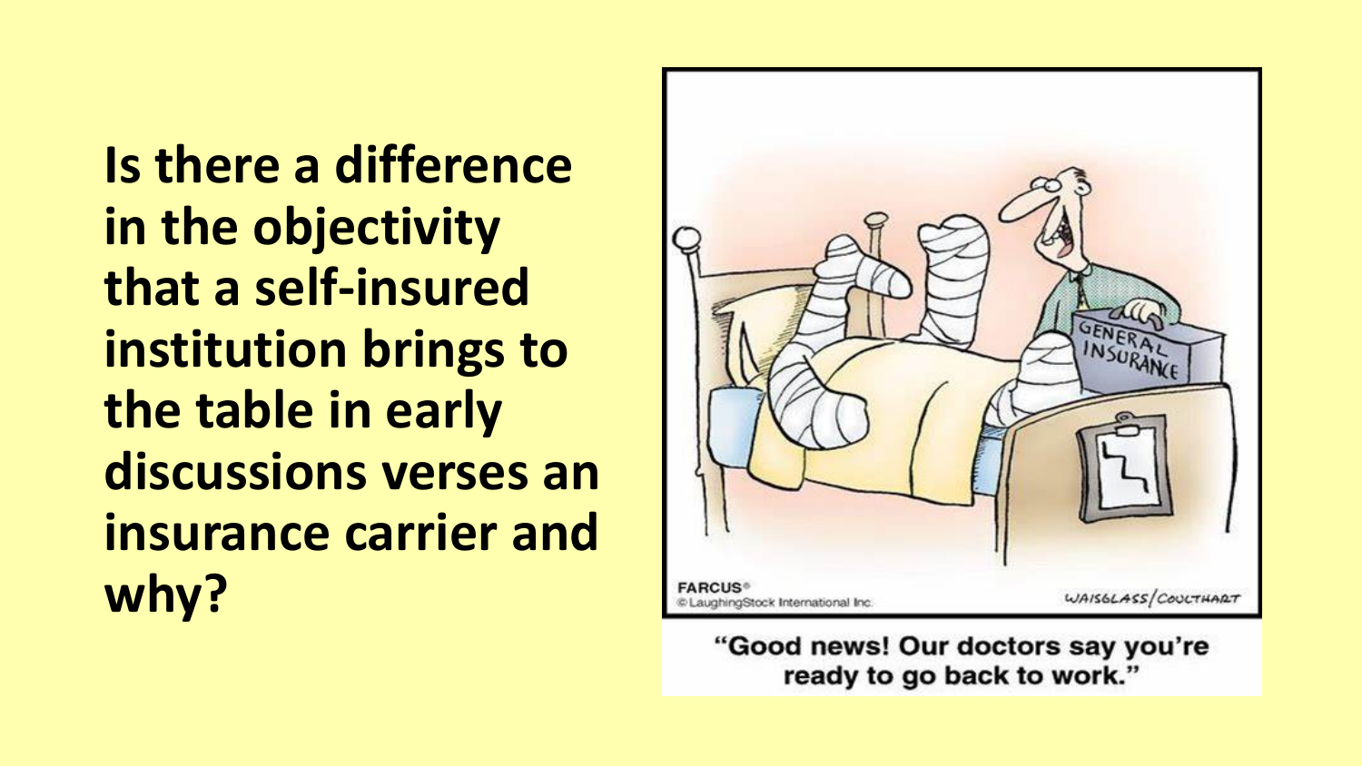**Is there a difference in the objectivity that a self-insured institution brings to the table in early discussions verses an insurance carrier and why?**

"Good news! Our doctors say you're ready to go back to work."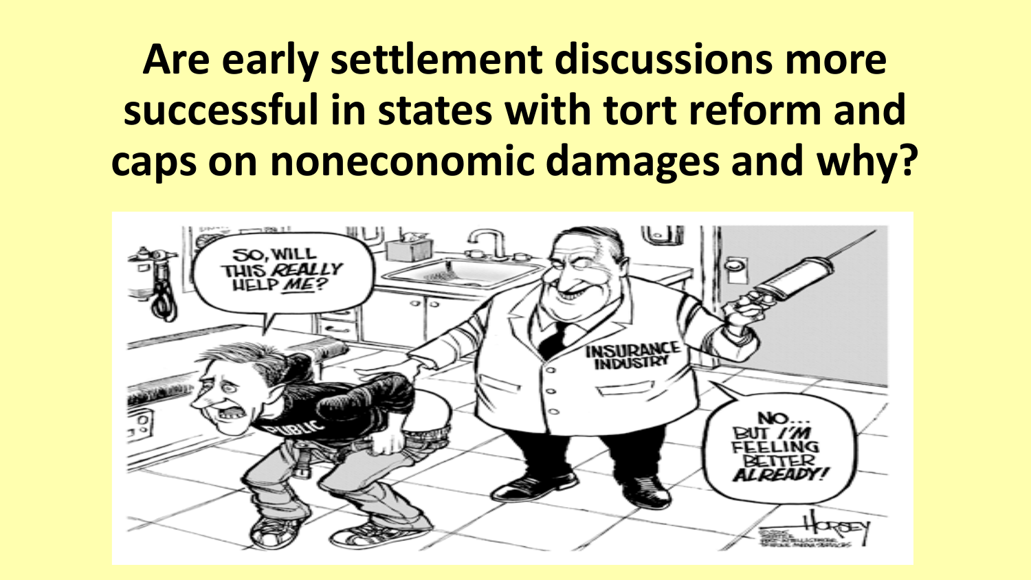# Are early settlement discussions more successful in states with tort reform and caps on noneconomic damages and why?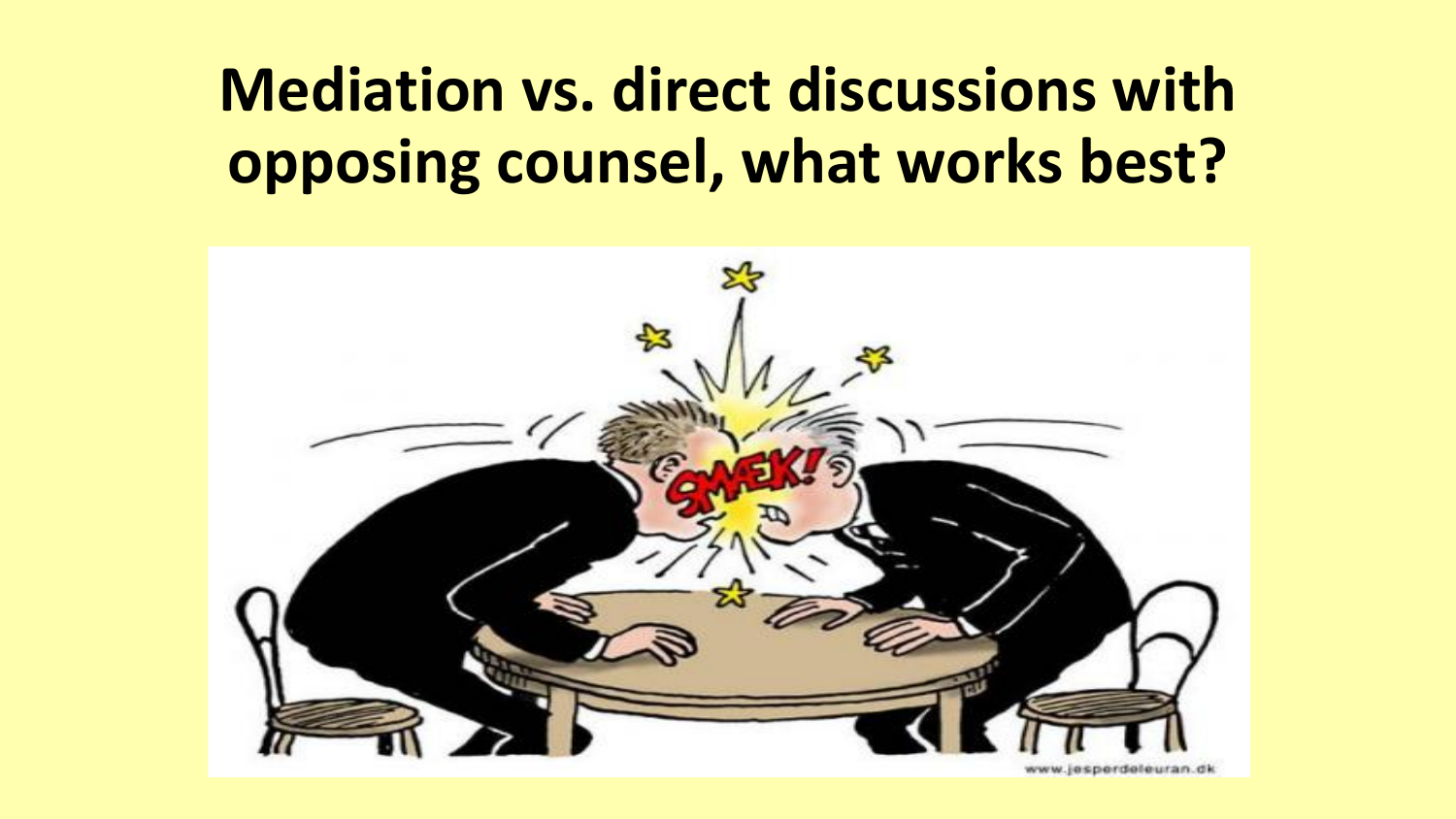# Mediation vs. direct discussions with opposing counsel, what works best?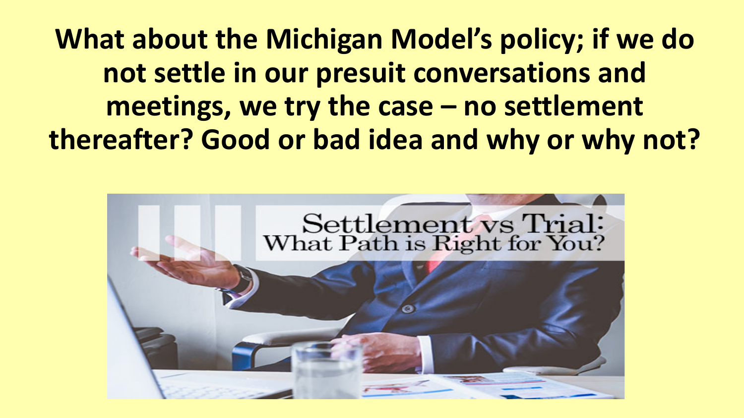# What about the Michigan Model's policy; if we do not settle in our presuit conversations and meetings, we try the case – no settlement thereafter? Good or bad idea and why or why not?

Settlement vs Trial:
What Path is Right for You?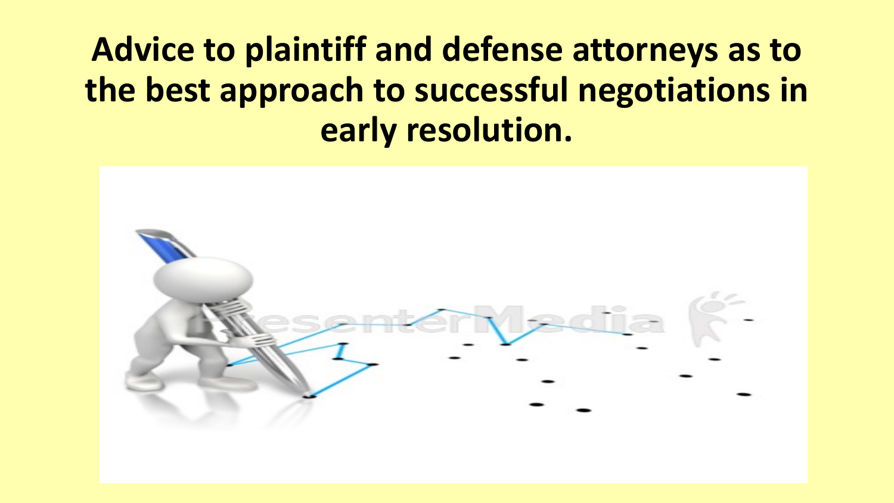# Advice to plaintiff and defense attorneys as to the best approach to successful negotiations in early resolution.